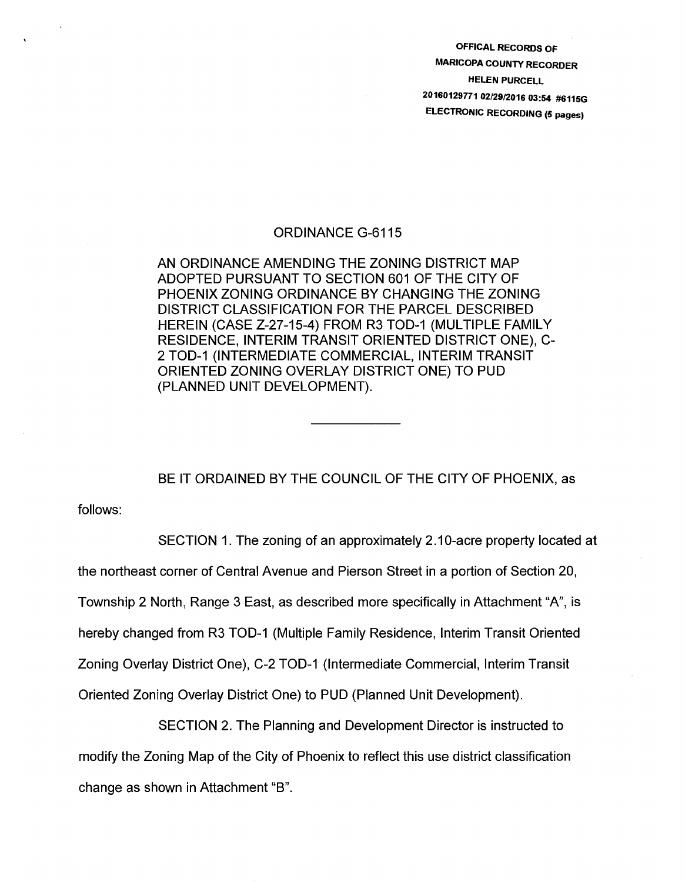OFFICAL RECORDS OF
MARICOPA COUNTY RECORDER
HELEN PURCELL
20160129771 02/29/2016 03:54 #6115G
ELECTRONIC RECORDING (5 pages)

# ORDINANCE G-6115

AN ORDINANCE AMENDING THE ZONING DISTRICT MAP ADOPTED PURSUANT TO SECTION 601 OF THE CITY OF PHOENIX ZONING ORDINANCE BY CHANGING THE ZONING DISTRICT CLASSIFICATION FOR THE PARCEL DESCRIBED HEREIN (CASE Z-27-15-4) FROM R3 TOD-1 (MULTIPLE FAMILY RESIDENCE, INTERIM TRANSIT ORIENTED DISTRICT ONE), C-2 TOD-1 (INTERMEDIATE COMMERCIAL, INTERIM TRANSIT ORIENTED ZONING OVERLAY DISTRICT ONE) TO PUD (PLANNED UNIT DEVELOPMENT).

---

BE IT ORDAINED BY THE COUNCIL OF THE CITY OF PHOENIX, as follows:

SECTION 1. The zoning of an approximately 2.10-acre property located at the northeast corner of Central Avenue and Pierson Street in a portion of Section 20, Township 2 North, Range 3 East, as described more specifically in Attachment "A", is hereby changed from R3 TOD-1 (Multiple Family Residence, Interim Transit Oriented Zoning Overlay District One), C-2 TOD-1 (Intermediate Commercial, Interim Transit Oriented Zoning Overlay District One) to PUD (Planned Unit Development).

SECTION 2. The Planning and Development Director is instructed to modify the Zoning Map of the City of Phoenix to reflect this use district classification change as shown in Attachment "B".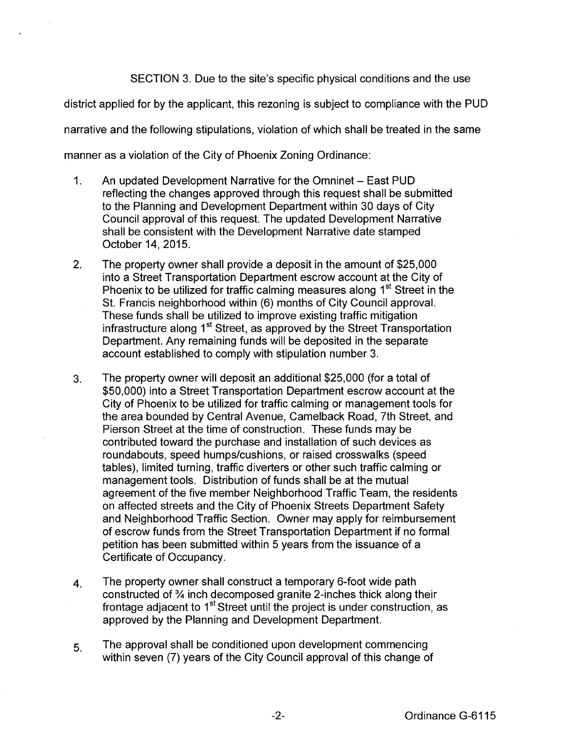SECTION 3. Due to the site's specific physical conditions and the use district applied for by the applicant, this rezoning is subject to compliance with the PUD narrative and the following stipulations, violation of which shall be treated in the same manner as a violation of the City of Phoenix Zoning Ordinance:

1. An updated Development Narrative for the Omninet – East PUD reflecting the changes approved through this request shall be submitted to the Planning and Development Department within 30 days of City Council approval of this request. The updated Development Narrative shall be consistent with the Development Narrative date stamped October 14, 2015.

2. The property owner shall provide a deposit in the amount of $25,000 into a Street Transportation Department escrow account at the City of Phoenix to be utilized for traffic calming measures along 1st Street in the St. Francis neighborhood within (6) months of City Council approval. These funds shall be utilized to improve existing traffic mitigation infrastructure along 1st Street, as approved by the Street Transportation Department. Any remaining funds will be deposited in the separate account established to comply with stipulation number 3.

3. The property owner will deposit an additional $25,000 (for a total of $50,000) into a Street Transportation Department escrow account at the City of Phoenix to be utilized for traffic calming or management tools for the area bounded by Central Avenue, Camelback Road, 7th Street, and Pierson Street at the time of construction. These funds may be contributed toward the purchase and installation of such devices as roundabouts, speed humps/cushions, or raised crosswalks (speed tables), limited turning, traffic diverters or other such traffic calming or management tools. Distribution of funds shall be at the mutual agreement of the five member Neighborhood Traffic Team, the residents on affected streets and the City of Phoenix Streets Department Safety and Neighborhood Traffic Section. Owner may apply for reimbursement of escrow funds from the Street Transportation Department if no formal petition has been submitted within 5 years from the issuance of a Certificate of Occupancy.

4. The property owner shall construct a temporary 6-foot wide path constructed of ¾ inch decomposed granite 2-inches thick along their frontage adjacent to 1st Street until the project is under construction, as approved by the Planning and Development Department.

5. The approval shall be conditioned upon development commencing within seven (7) years of the City Council approval of this change of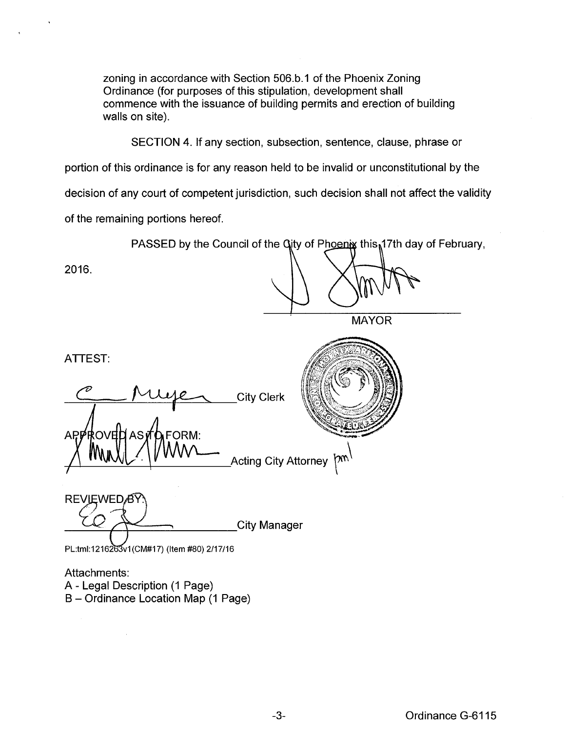zoning in accordance with Section 506.b.1 of the Phoenix Zoning Ordinance (for purposes of this stipulation, development shall commence with the issuance of building permits and erection of building walls on site).

SECTION 4. If any section, subsection, sentence, clause, phrase or portion of this ordinance is for any reason held to be invalid or unconstitutional by the decision of any court of competent jurisdiction, such decision shall not affect the validity of the remaining portions hereof.

PASSED by the Council of the City of Phoenix this 17th day of February, 2016.

MAYOR

ATTEST:

City Clerk

APPROVED AS TO FORM:

Acting City Attorney

REVIEWED BY:

City Manager

PL:tml:1216263v1(CM#17) (Item #80) 2/17/16

Attachments:
A - Legal Description (1 Page)
B – Ordinance Location Map (1 Page)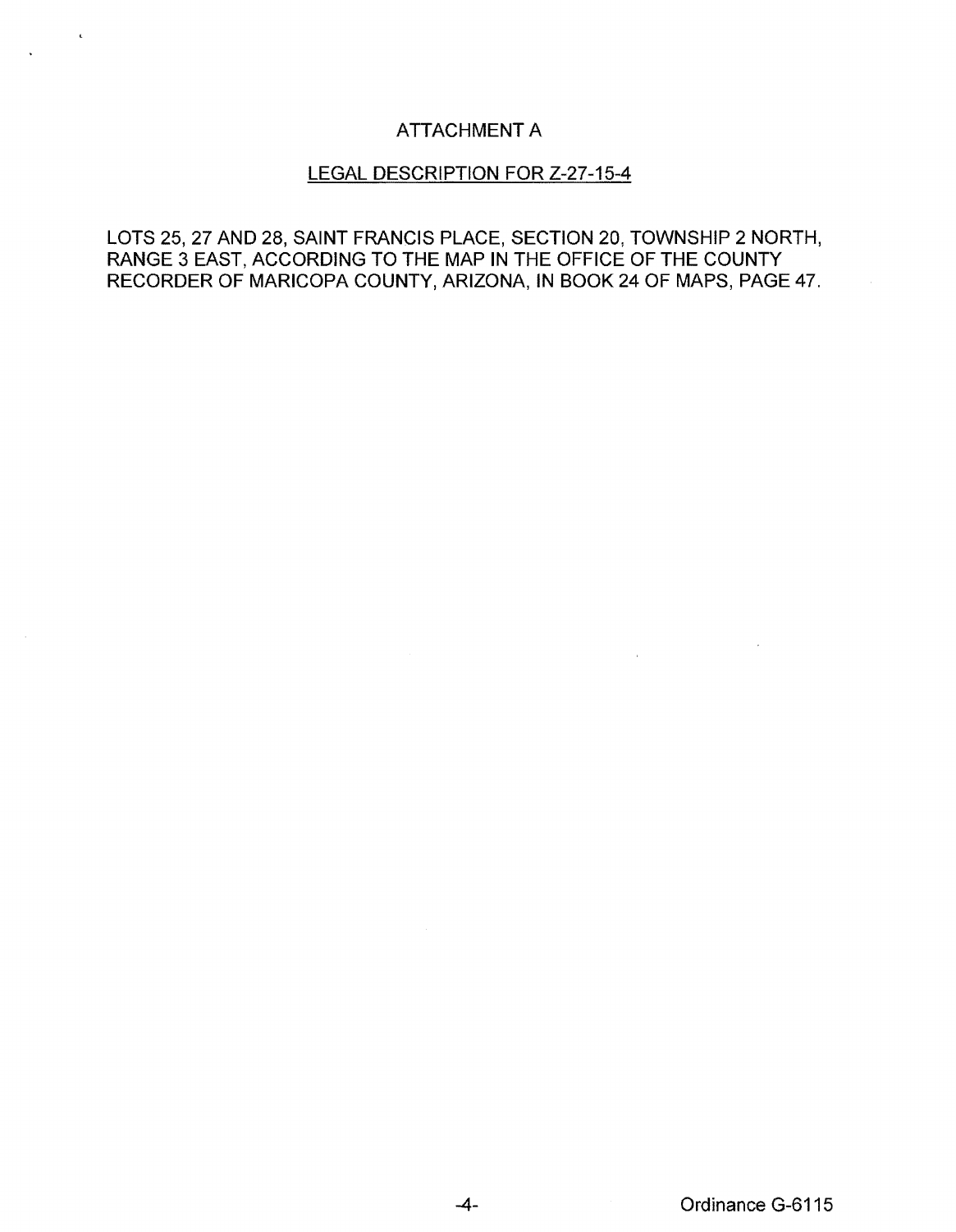# ATTACHMENT A

## LEGAL DESCRIPTION FOR Z-27-15-4

LOTS 25, 27 AND 28, SAINT FRANCIS PLACE, SECTION 20, TOWNSHIP 2 NORTH, RANGE 3 EAST, ACCORDING TO THE MAP IN THE OFFICE OF THE COUNTY RECORDER OF MARICOPA COUNTY, ARIZONA, IN BOOK 24 OF MAPS, PAGE 47.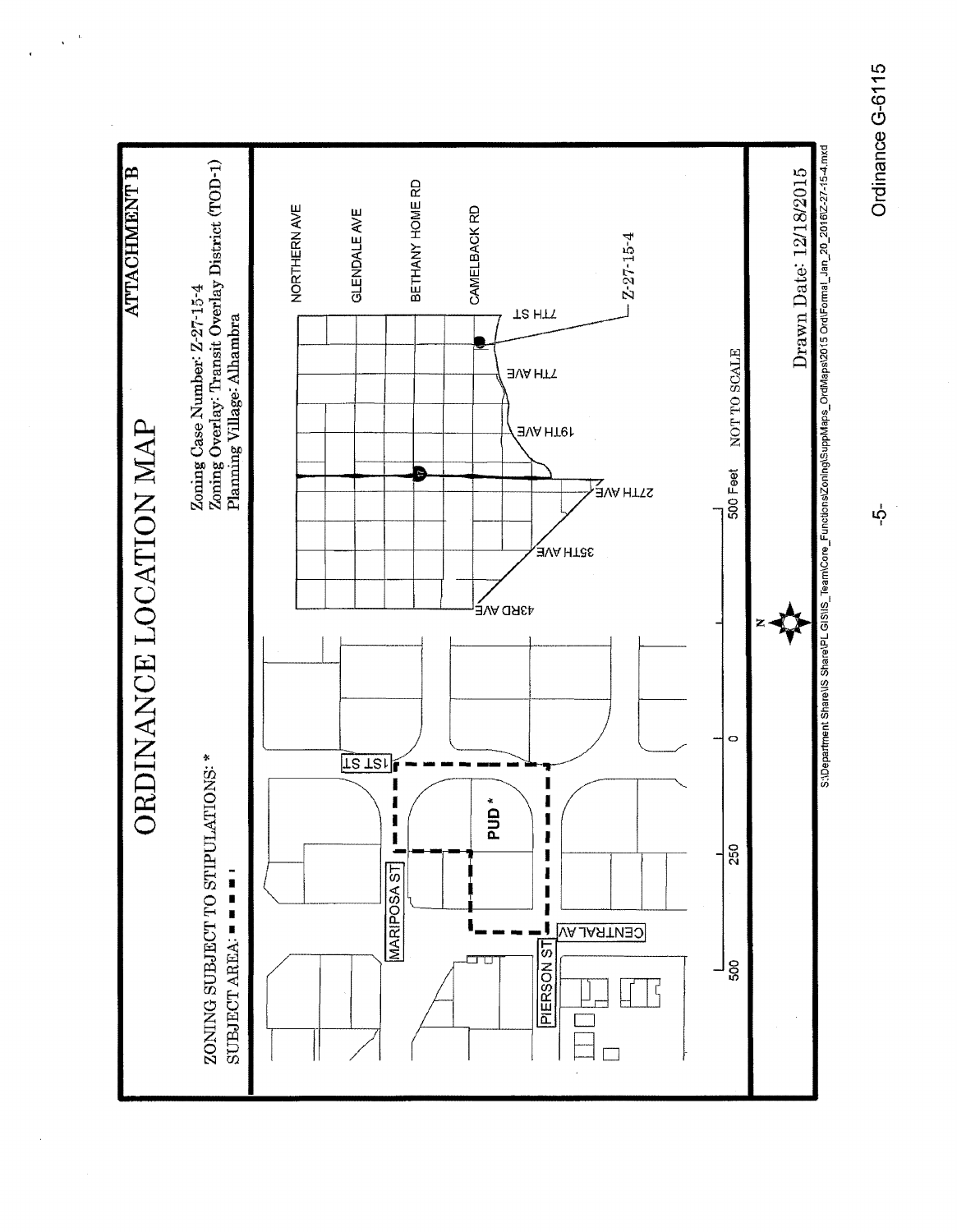# ORDINANCE LOCATION MAP

**ATTACHMENT B**

Zoning Case Number: Z-27-15-4
Zoning Overlay: Transit Overlay District (TOD-1)
Planning Village: Alhambra

ZONING SUBJECT TO STIPULATIONS: *
SUBJECT AREA: ■ ■ ■ ■

1ST ST
MARIPOSA ST
PUD *
CENTRAL AV
PIERSON ST

NORTHERN AVE
GLENDALE AVE
BETHANY HOME RD
CAMELBACK RD
7TH ST
7TH AVE
19TH AVE
27TH AVE
35TH AVE
43RD AVE
17
Z-27-15-4

500 0 250 500 Feet NOT TO SCALE

N

Drawn Date: 12/18/2015

S:\Department Share\IS Share\PL GIS\IS_Team\Core_Functions\Zoning\SuppMaps_OrdMaps\2015 Ord\Formal_Jan_20_2016\Z-27-15-4.mxd

Ordinance G-6115